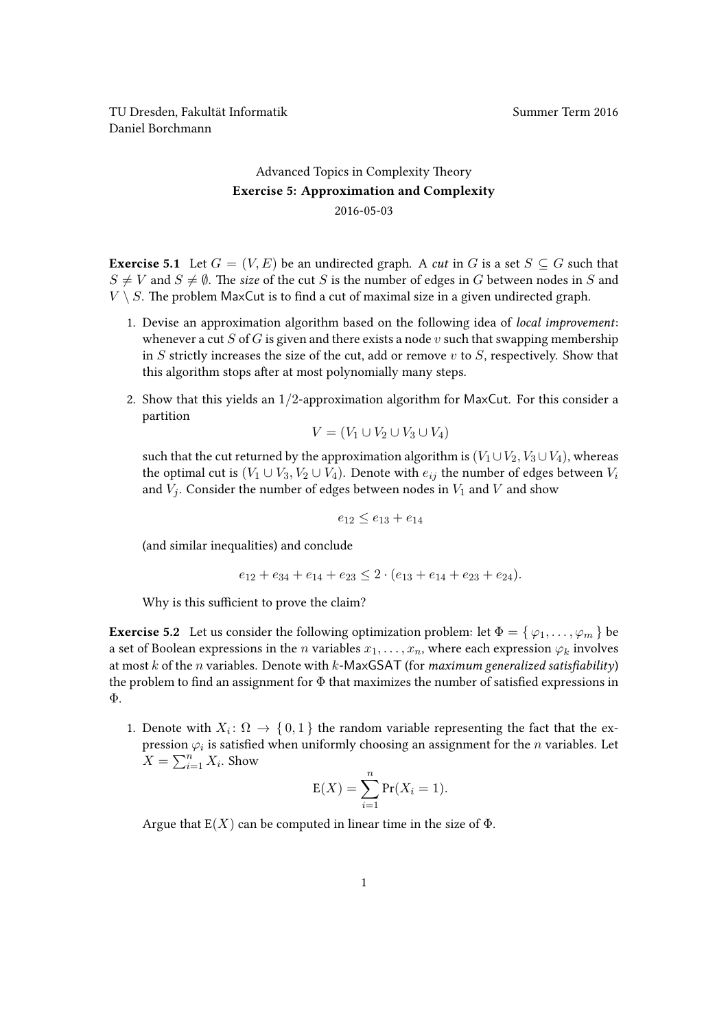TU Dresden, Fakultät Informatik
Daniel Borchmann

Summer Term 2016

# Advanced Topics in Complexity Theory

## Exercise 5: Approximation and Complexity

2016-05-03

**Exercise 5.1** Let $G = (V, E)$ be an undirected graph. A *cut* in $G$ is a set $S \subseteq G$ such that $S \neq V$ and $S \neq \emptyset$. The *size* of the cut $S$ is the number of edges in $G$ between nodes in $S$ and $V \setminus S$. The problem MaxCut is to find a cut of maximal size in a given undirected graph.

1. Devise an approximation algorithm based on the following idea of *local improvement*: whenever a cut $S$ of $G$ is given and there exists a node $v$ such that swapping membership in $S$ strictly increases the size of the cut, add or remove $v$ to $S$, respectively. Show that this algorithm stops after at most polynomially many steps.

2. Show that this yields an $1/2$-approximation algorithm for MaxCut. For this consider a partition
$$V = (V_1 \cup V_2 \cup V_3 \cup V_4)$$
such that the cut returned by the approximation algorithm is $(V_1 \cup V_2, V_3 \cup V_4)$, whereas the optimal cut is $(V_1 \cup V_3, V_2 \cup V_4)$. Denote with $e_{ij}$ the number of edges between $V_i$ and $V_j$. Consider the number of edges between nodes in $V_1$ and $V$ and show
$$e_{12} \leq e_{13} + e_{14}$$
(and similar inequalities) and conclude
$$e_{12} + e_{34} + e_{14} + e_{23} \leq 2 \cdot (e_{13} + e_{14} + e_{23} + e_{24}).$$
Why is this sufficient to prove the claim?

**Exercise 5.2** Let us consider the following optimization problem: let $\Phi = \{ \varphi_1, \dots, \varphi_m \}$ be a set of Boolean expressions in the $n$ variables $x_1, \dots, x_n$, where each expression $\varphi_k$ involves at most $k$ of the $n$ variables. Denote with $k$-MaxGSAT (for *maximum generalized satisfiability*) the problem to find an assignment for $\Phi$ that maximizes the number of satisfied expressions in $\Phi$.

1. Denote with $X_i \colon \Omega \to \{ 0, 1 \}$ the random variable representing the fact that the expression $\varphi_i$ is satisfied when uniformly choosing an assignment for the $n$ variables. Let $X = \sum_{i=1}^{n} X_i$. Show
$$\mathrm{E}(X) = \sum_{i=1}^{n} \Pr(X_i = 1).$$
Argue that $\mathrm{E}(X)$ can be computed in linear time in the size of $\Phi$.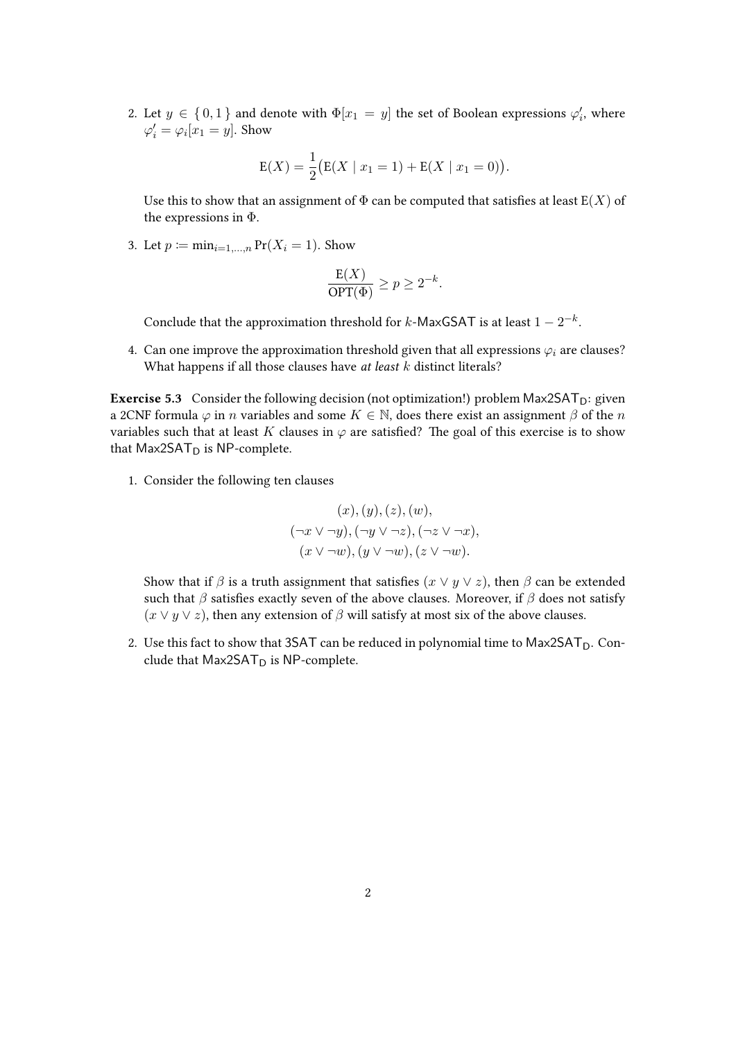2. Let $y \in \{0, 1\}$ and denote with $\Phi[x_1 = y]$ the set of Boolean expressions $\varphi_i'$, where $\varphi_i' = \varphi_i[x_1 = y]$. Show

$$\mathrm{E}(X) = \frac{1}{2}\big(\mathrm{E}(X \mid x_1 = 1) + \mathrm{E}(X \mid x_1 = 0)\big).$$

   Use this to show that an assignment of $\Phi$ can be computed that satisfies at least $\mathrm{E}(X)$ of the expressions in $\Phi$.

3. Let $p := \min_{i=1,\ldots,n} \Pr(X_i = 1)$. Show

$$\frac{\mathrm{E}(X)}{\mathrm{OPT}(\Phi)} \geq p \geq 2^{-k}.$$

   Conclude that the approximation threshold for $k$-MaxGSAT is at least $1 - 2^{-k}$.

4. Can one improve the approximation threshold given that all expressions $\varphi_i$ are clauses? What happens if all those clauses have *at least* $k$ distinct literals?

**Exercise 5.3** Consider the following decision (not optimization!) problem $\mathsf{Max2SAT_D}$: given a 2CNF formula $\varphi$ in $n$ variables and some $K \in \mathbb{N}$, does there exist an assignment $\beta$ of the $n$ variables such that at least $K$ clauses in $\varphi$ are satisfied? The goal of this exercise is to show that $\mathsf{Max2SAT_D}$ is NP-complete.

1. Consider the following ten clauses

$$(x), (y), (z), (w),$$
$$(\neg x \vee \neg y), (\neg y \vee \neg z), (\neg z \vee \neg x),$$
$$(x \vee \neg w), (y \vee \neg w), (z \vee \neg w).$$

   Show that if $\beta$ is a truth assignment that satisfies $(x \vee y \vee z)$, then $\beta$ can be extended such that $\beta$ satisfies exactly seven of the above clauses. Moreover, if $\beta$ does not satisfy $(x \vee y \vee z)$, then any extension of $\beta$ will satisfy at most six of the above clauses.

2. Use this fact to show that 3SAT can be reduced in polynomial time to $\mathsf{Max2SAT_D}$. Conclude that $\mathsf{Max2SAT_D}$ is NP-complete.